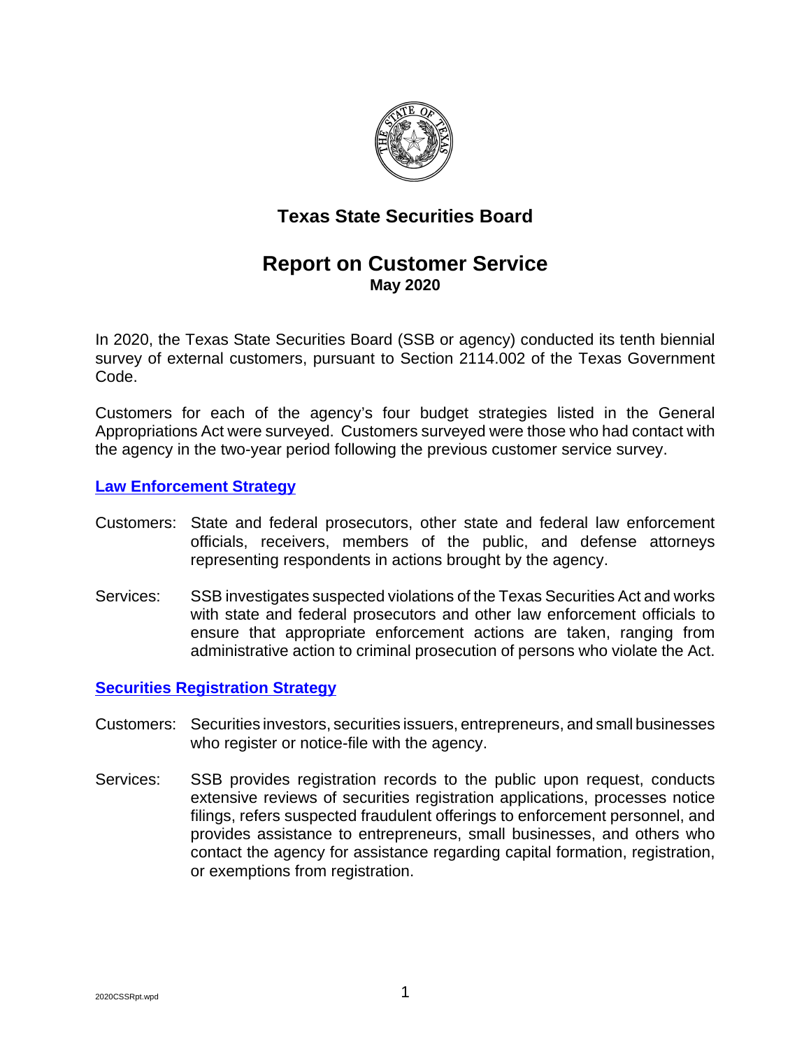# Texas State Securities Board

## Report on Customer Service

**May 2020**

In 2020, the Texas State Securities Board (SSB or agency) conducted its tenth biennial survey of external customers, pursuant to Section 2114.002 of the Texas Government Code.

Customers for each of the agency's four budget strategies listed in the General Appropriations Act were surveyed. Customers surveyed were those who had contact with the agency in the two-year period following the previous customer service survey.

### Law Enforcement Strategy

Customers: State and federal prosecutors, other state and federal law enforcement officials, receivers, members of the public, and defense attorneys representing respondents in actions brought by the agency.

Services: SSB investigates suspected violations of the Texas Securities Act and works with state and federal prosecutors and other law enforcement officials to ensure that appropriate enforcement actions are taken, ranging from administrative action to criminal prosecution of persons who violate the Act.

### Securities Registration Strategy

Customers: Securities investors, securities issuers, entrepreneurs, and small businesses who register or notice-file with the agency.

Services: SSB provides registration records to the public upon request, conducts extensive reviews of securities registration applications, processes notice filings, refers suspected fraudulent offerings to enforcement personnel, and provides assistance to entrepreneurs, small businesses, and others who contact the agency for assistance regarding capital formation, registration, or exemptions from registration.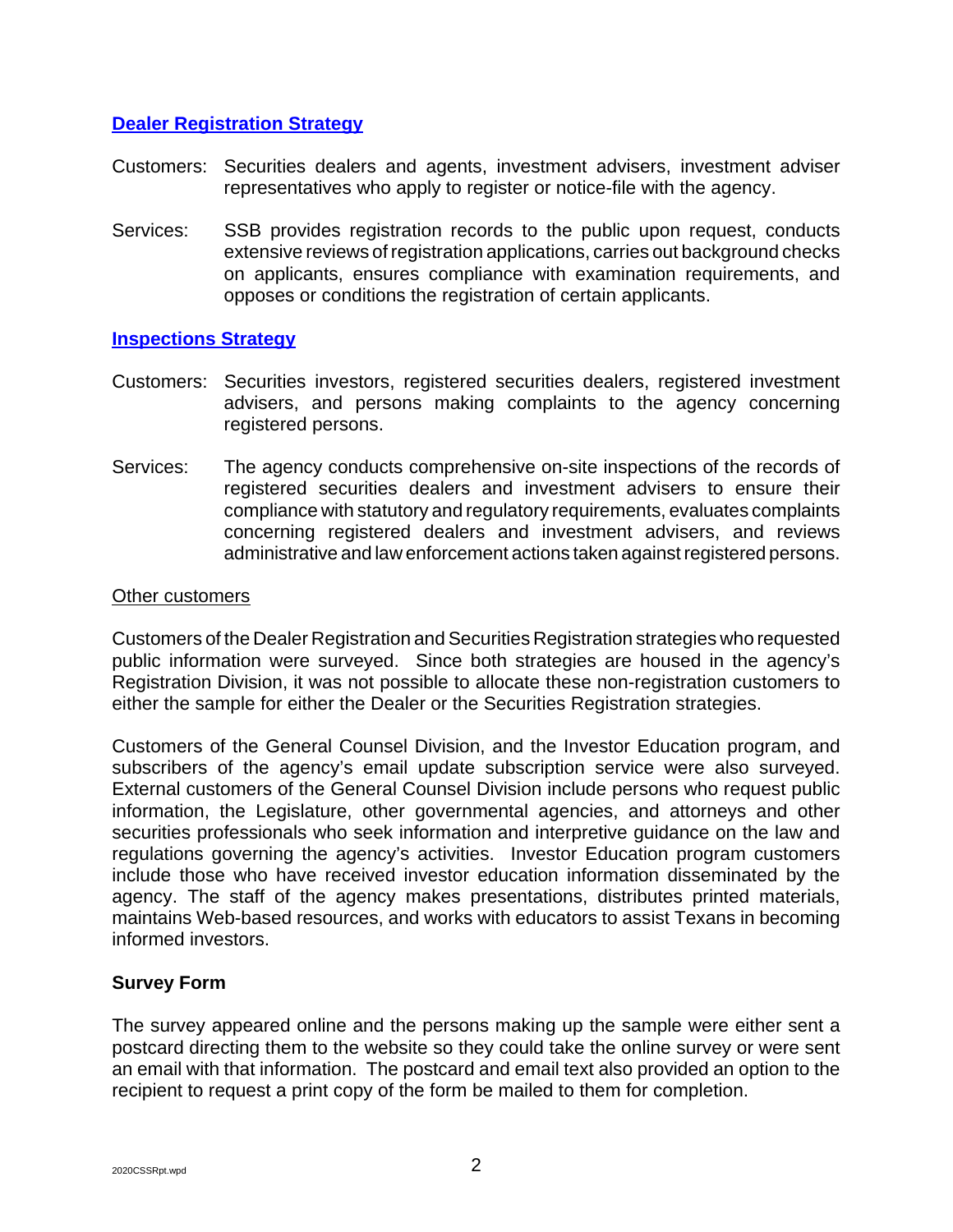### [Dealer Registration Strategy]

Customers: Securities dealers and agents, investment advisers, investment adviser representatives who apply to register or notice-file with the agency.

Services: SSB provides registration records to the public upon request, conducts extensive reviews of registration applications, carries out background checks on applicants, ensures compliance with examination requirements, and opposes or conditions the registration of certain applicants.

### [Inspections Strategy]

Customers: Securities investors, registered securities dealers, registered investment advisers, and persons making complaints to the agency concerning registered persons.

Services: The agency conducts comprehensive on-site inspections of the records of registered securities dealers and investment advisers to ensure their compliance with statutory and regulatory requirements, evaluates complaints concerning registered dealers and investment advisers, and reviews administrative and law enforcement actions taken against registered persons.

<u>Other customers</u>

Customers of the Dealer Registration and Securities Registration strategies who requested public information were surveyed. Since both strategies are housed in the agency's Registration Division, it was not possible to allocate these non-registration customers to either the sample for either the Dealer or the Securities Registration strategies.

Customers of the General Counsel Division, and the Investor Education program, and subscribers of the agency's email update subscription service were also surveyed. External customers of the General Counsel Division include persons who request public information, the Legislature, other governmental agencies, and attorneys and other securities professionals who seek information and interpretive guidance on the law and regulations governing the agency's activities. Investor Education program customers include those who have received investor education information disseminated by the agency. The staff of the agency makes presentations, distributes printed materials, maintains Web-based resources, and works with educators to assist Texans in becoming informed investors.

## Survey Form

The survey appeared online and the persons making up the sample were either sent a postcard directing them to the website so they could take the online survey or were sent an email with that information. The postcard and email text also provided an option to the recipient to request a print copy of the form be mailed to them for completion.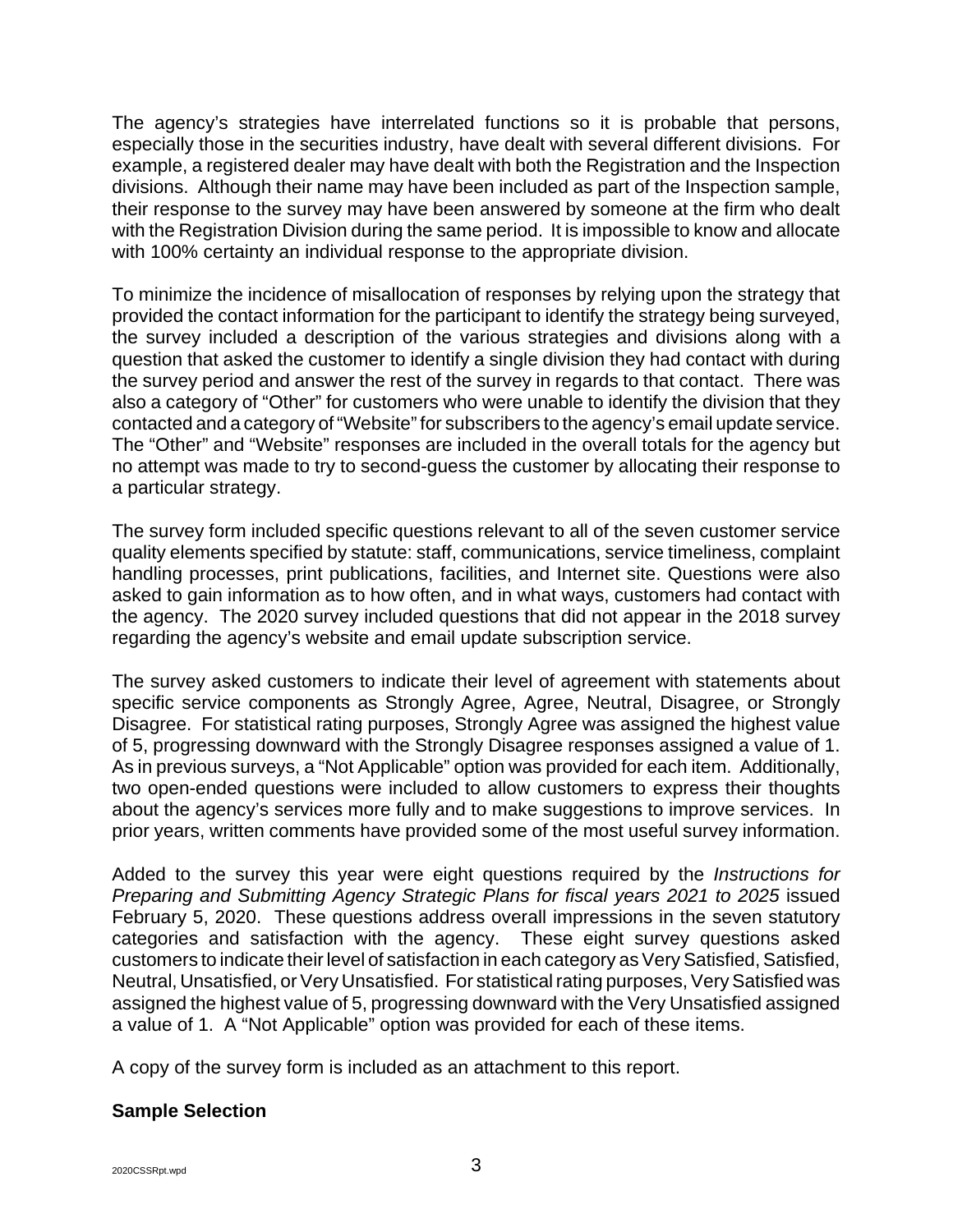The agency's strategies have interrelated functions so it is probable that persons, especially those in the securities industry, have dealt with several different divisions. For example, a registered dealer may have dealt with both the Registration and the Inspection divisions. Although their name may have been included as part of the Inspection sample, their response to the survey may have been answered by someone at the firm who dealt with the Registration Division during the same period. It is impossible to know and allocate with 100% certainty an individual response to the appropriate division.

To minimize the incidence of misallocation of responses by relying upon the strategy that provided the contact information for the participant to identify the strategy being surveyed, the survey included a description of the various strategies and divisions along with a question that asked the customer to identify a single division they had contact with during the survey period and answer the rest of the survey in regards to that contact. There was also a category of "Other" for customers who were unable to identify the division that they contacted and a category of "Website" for subscribers to the agency's email update service. The "Other" and "Website" responses are included in the overall totals for the agency but no attempt was made to try to second-guess the customer by allocating their response to a particular strategy.

The survey form included specific questions relevant to all of the seven customer service quality elements specified by statute: staff, communications, service timeliness, complaint handling processes, print publications, facilities, and Internet site. Questions were also asked to gain information as to how often, and in what ways, customers had contact with the agency. The 2020 survey included questions that did not appear in the 2018 survey regarding the agency's website and email update subscription service.

The survey asked customers to indicate their level of agreement with statements about specific service components as Strongly Agree, Agree, Neutral, Disagree, or Strongly Disagree. For statistical rating purposes, Strongly Agree was assigned the highest value of 5, progressing downward with the Strongly Disagree responses assigned a value of 1. As in previous surveys, a "Not Applicable" option was provided for each item. Additionally, two open-ended questions were included to allow customers to express their thoughts about the agency's services more fully and to make suggestions to improve services. In prior years, written comments have provided some of the most useful survey information.

Added to the survey this year were eight questions required by the *Instructions for Preparing and Submitting Agency Strategic Plans for fiscal years 2021 to 2025* issued February 5, 2020. These questions address overall impressions in the seven statutory categories and satisfaction with the agency. These eight survey questions asked customers to indicate their level of satisfaction in each category as Very Satisfied, Satisfied, Neutral, Unsatisfied, or Very Unsatisfied. For statistical rating purposes, Very Satisfied was assigned the highest value of 5, progressing downward with the Very Unsatisfied assigned a value of 1. A "Not Applicable" option was provided for each of these items.

A copy of the survey form is included as an attachment to this report.

## Sample Selection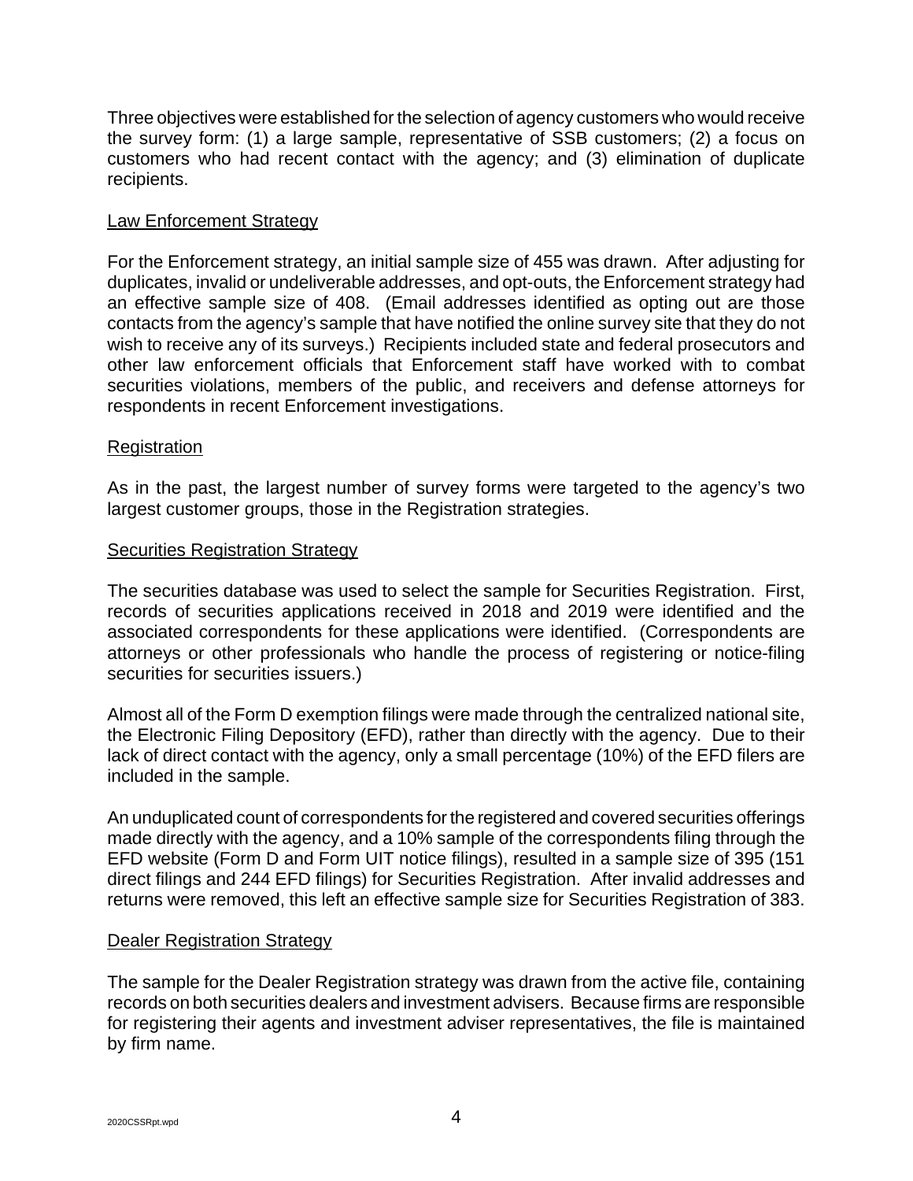Three objectives were established for the selection of agency customers who would receive the survey form: (1) a large sample, representative of SSB customers; (2) a focus on customers who had recent contact with the agency; and (3) elimination of duplicate recipients.

Law Enforcement Strategy

For the Enforcement strategy, an initial sample size of 455 was drawn. After adjusting for duplicates, invalid or undeliverable addresses, and opt-outs, the Enforcement strategy had an effective sample size of 408. (Email addresses identified as opting out are those contacts from the agency's sample that have notified the online survey site that they do not wish to receive any of its surveys.) Recipients included state and federal prosecutors and other law enforcement officials that Enforcement staff have worked with to combat securities violations, members of the public, and receivers and defense attorneys for respondents in recent Enforcement investigations.

Registration

As in the past, the largest number of survey forms were targeted to the agency's two largest customer groups, those in the Registration strategies.

Securities Registration Strategy

The securities database was used to select the sample for Securities Registration. First, records of securities applications received in 2018 and 2019 were identified and the associated correspondents for these applications were identified. (Correspondents are attorneys or other professionals who handle the process of registering or notice-filing securities for securities issuers.)

Almost all of the Form D exemption filings were made through the centralized national site, the Electronic Filing Depository (EFD), rather than directly with the agency. Due to their lack of direct contact with the agency, only a small percentage (10%) of the EFD filers are included in the sample.

An unduplicated count of correspondents for the registered and covered securities offerings made directly with the agency, and a 10% sample of the correspondents filing through the EFD website (Form D and Form UIT notice filings), resulted in a sample size of 395 (151 direct filings and 244 EFD filings) for Securities Registration. After invalid addresses and returns were removed, this left an effective sample size for Securities Registration of 383.

Dealer Registration Strategy

The sample for the Dealer Registration strategy was drawn from the active file, containing records on both securities dealers and investment advisers. Because firms are responsible for registering their agents and investment adviser representatives, the file is maintained by firm name.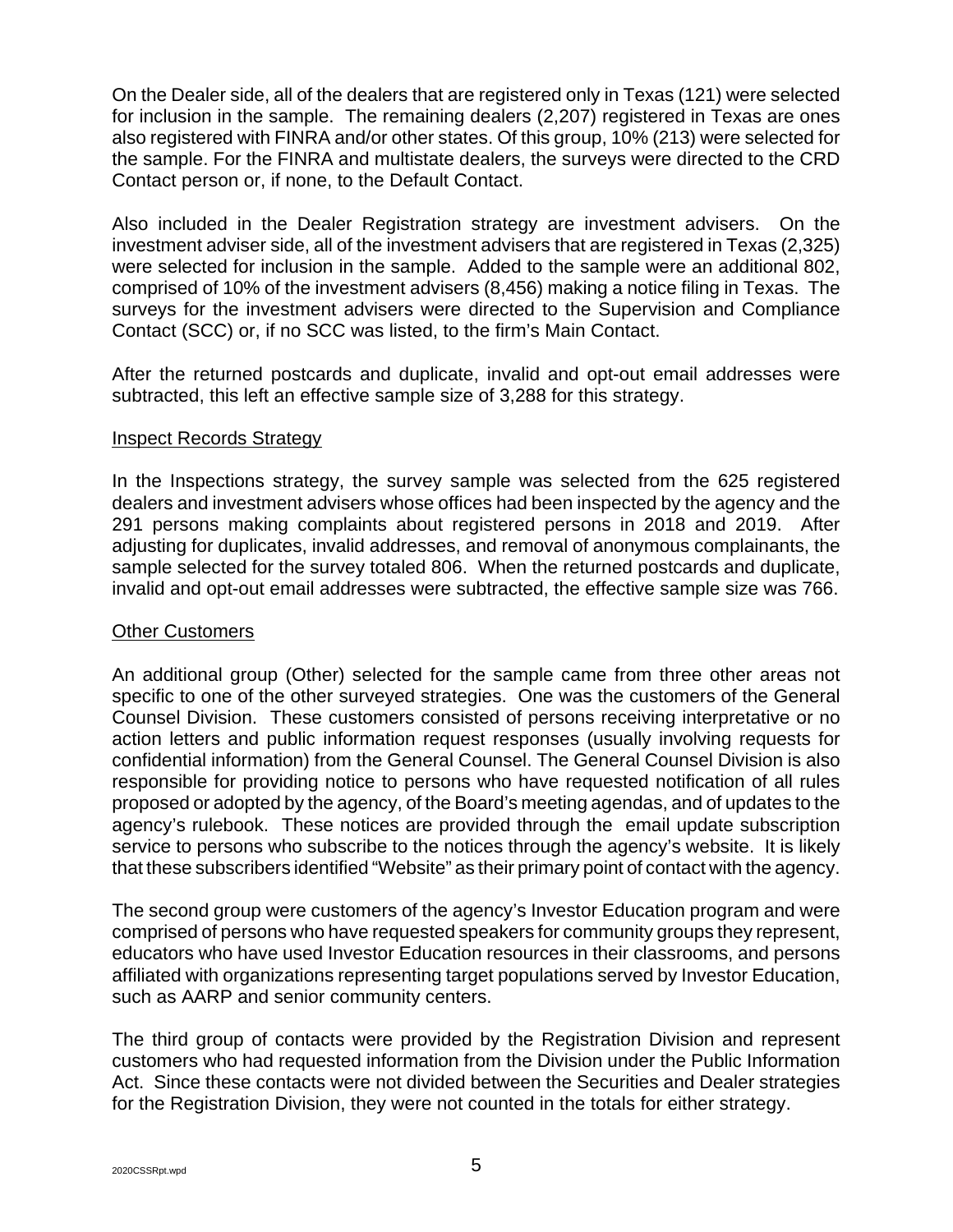On the Dealer side, all of the dealers that are registered only in Texas (121) were selected for inclusion in the sample. The remaining dealers (2,207) registered in Texas are ones also registered with FINRA and/or other states. Of this group, 10% (213) were selected for the sample. For the FINRA and multistate dealers, the surveys were directed to the CRD Contact person or, if none, to the Default Contact.

Also included in the Dealer Registration strategy are investment advisers. On the investment adviser side, all of the investment advisers that are registered in Texas (2,325) were selected for inclusion in the sample. Added to the sample were an additional 802, comprised of 10% of the investment advisers (8,456) making a notice filing in Texas. The surveys for the investment advisers were directed to the Supervision and Compliance Contact (SCC) or, if no SCC was listed, to the firm's Main Contact.

After the returned postcards and duplicate, invalid and opt-out email addresses were subtracted, this left an effective sample size of 3,288 for this strategy.

### Inspect Records Strategy

In the Inspections strategy, the survey sample was selected from the 625 registered dealers and investment advisers whose offices had been inspected by the agency and the 291 persons making complaints about registered persons in 2018 and 2019. After adjusting for duplicates, invalid addresses, and removal of anonymous complainants, the sample selected for the survey totaled 806. When the returned postcards and duplicate, invalid and opt-out email addresses were subtracted, the effective sample size was 766.

### Other Customers

An additional group (Other) selected for the sample came from three other areas not specific to one of the other surveyed strategies. One was the customers of the General Counsel Division. These customers consisted of persons receiving interpretative or no action letters and public information request responses (usually involving requests for confidential information) from the General Counsel. The General Counsel Division is also responsible for providing notice to persons who have requested notification of all rules proposed or adopted by the agency, of the Board's meeting agendas, and of updates to the agency's rulebook. These notices are provided through the email update subscription service to persons who subscribe to the notices through the agency's website. It is likely that these subscribers identified "Website" as their primary point of contact with the agency.

The second group were customers of the agency's Investor Education program and were comprised of persons who have requested speakers for community groups they represent, educators who have used Investor Education resources in their classrooms, and persons affiliated with organizations representing target populations served by Investor Education, such as AARP and senior community centers.

The third group of contacts were provided by the Registration Division and represent customers who had requested information from the Division under the Public Information Act. Since these contacts were not divided between the Securities and Dealer strategies for the Registration Division, they were not counted in the totals for either strategy.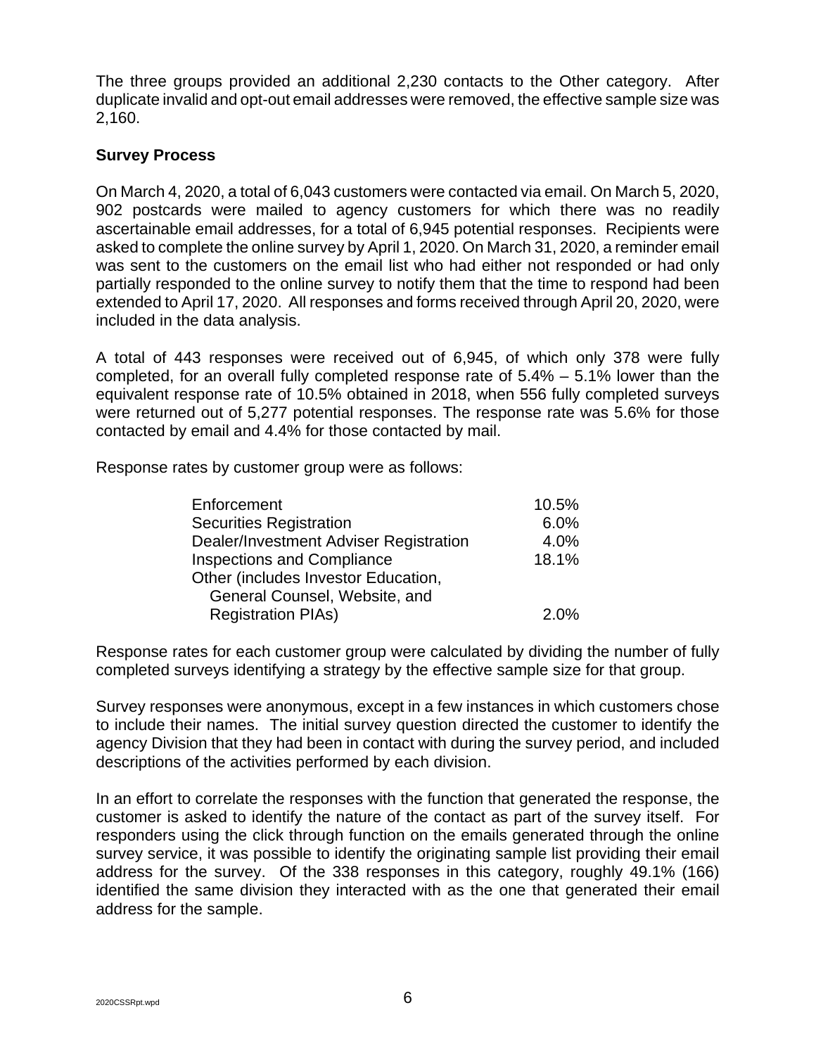The three groups provided an additional 2,230 contacts to the Other category. After duplicate invalid and opt-out email addresses were removed, the effective sample size was 2,160.

**Survey Process**

On March 4, 2020, a total of 6,043 customers were contacted via email. On March 5, 2020, 902 postcards were mailed to agency customers for which there was no readily ascertainable email addresses, for a total of 6,945 potential responses. Recipients were asked to complete the online survey by April 1, 2020. On March 31, 2020, a reminder email was sent to the customers on the email list who had either not responded or had only partially responded to the online survey to notify them that the time to respond had been extended to April 17, 2020. All responses and forms received through April 20, 2020, were included in the data analysis.

A total of 443 responses were received out of 6,945, of which only 378 were fully completed, for an overall fully completed response rate of 5.4% – 5.1% lower than the equivalent response rate of 10.5% obtained in 2018, when 556 fully completed surveys were returned out of 5,277 potential responses. The response rate was 5.6% for those contacted by email and 4.4% for those contacted by mail.

Response rates by customer group were as follows:

| Customer Group | Response Rate |
|---|---|
| Enforcement | 10.5% |
| Securities Registration | 6.0% |
| Dealer/Investment Adviser Registration | 4.0% |
| Inspections and Compliance | 18.1% |
| Other (includes Investor Education, General Counsel, Website, and Registration PIAs) | 2.0% |

Response rates for each customer group were calculated by dividing the number of fully completed surveys identifying a strategy by the effective sample size for that group.

Survey responses were anonymous, except in a few instances in which customers chose to include their names. The initial survey question directed the customer to identify the agency Division that they had been in contact with during the survey period, and included descriptions of the activities performed by each division.

In an effort to correlate the responses with the function that generated the response, the customer is asked to identify the nature of the contact as part of the survey itself. For responders using the click through function on the emails generated through the online survey service, it was possible to identify the originating sample list providing their email address for the survey. Of the 338 responses in this category, roughly 49.1% (166) identified the same division they interacted with as the one that generated their email address for the sample.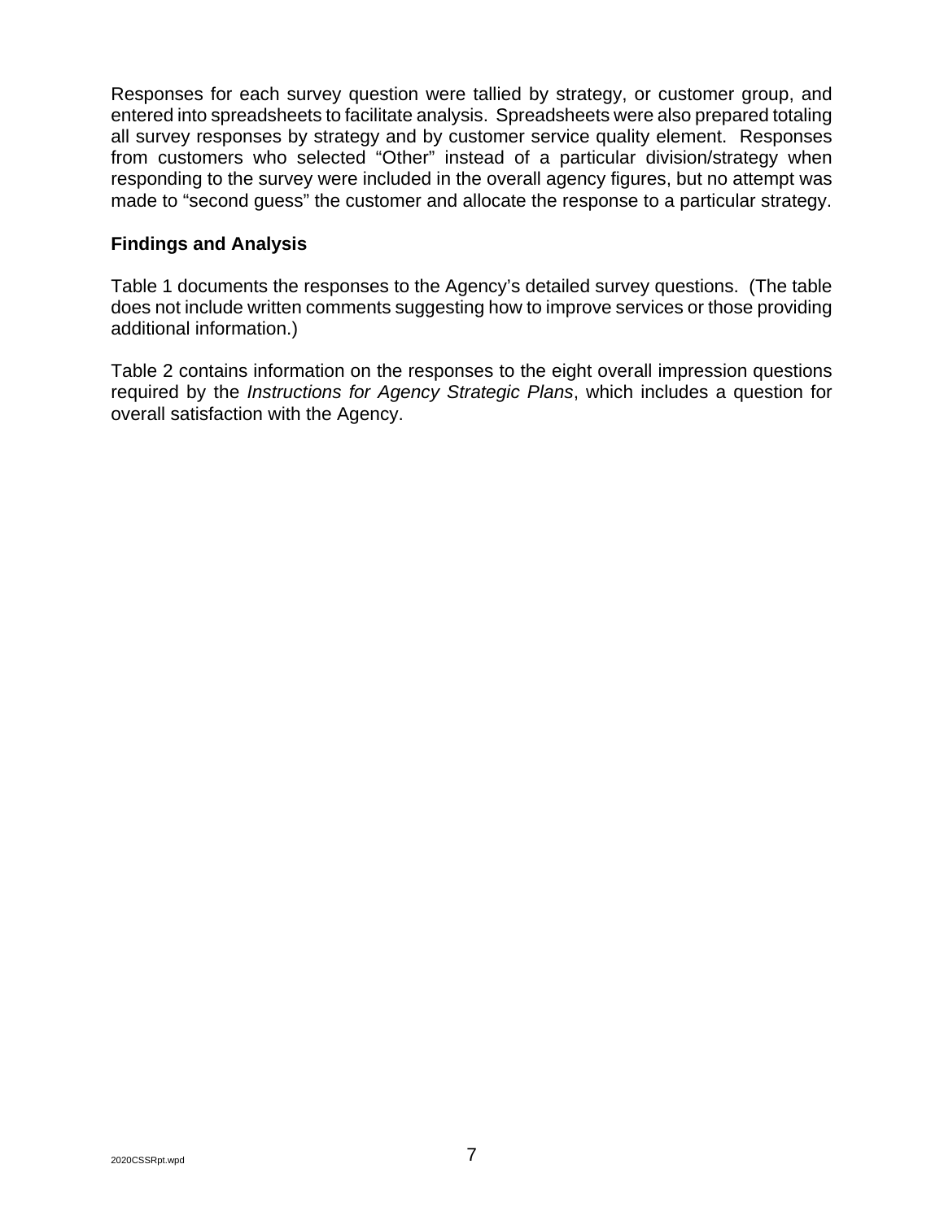Responses for each survey question were tallied by strategy, or customer group, and entered into spreadsheets to facilitate analysis. Spreadsheets were also prepared totaling all survey responses by strategy and by customer service quality element. Responses from customers who selected "Other" instead of a particular division/strategy when responding to the survey were included in the overall agency figures, but no attempt was made to "second guess" the customer and allocate the response to a particular strategy.

## Findings and Analysis

Table 1 documents the responses to the Agency's detailed survey questions. (The table does not include written comments suggesting how to improve services or those providing additional information.)

Table 2 contains information on the responses to the eight overall impression questions required by the *Instructions for Agency Strategic Plans*, which includes a question for overall satisfaction with the Agency.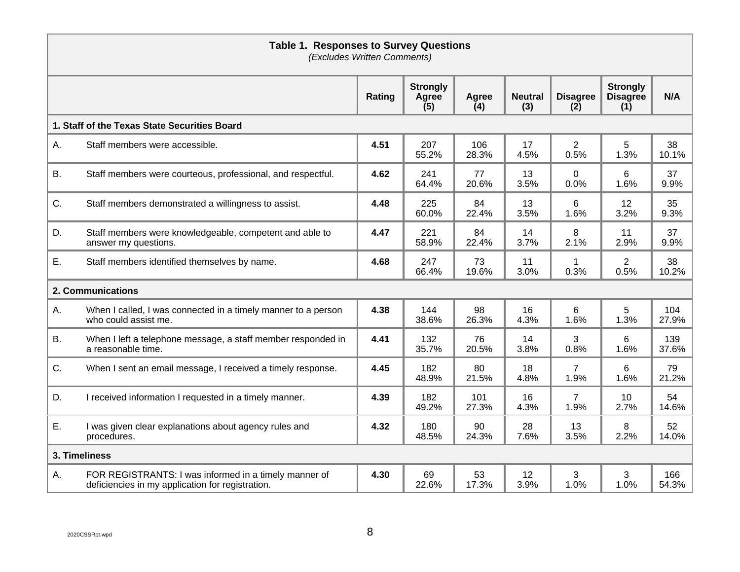**Table 1. Responses to Survey Questions**
*(Excludes Written Comments)*

| | | Rating | Strongly Agree (5) | Agree (4) | Neutral (3) | Disagree (2) | Strongly Disagree (1) | N/A |
|---|---|---|---|---|---|---|---|---|
| **1. Staff of the Texas State Securities Board** | | | | | | | | |
| A. | Staff members were accessible. | **4.51** | 207 55.2% | 106 28.3% | 17 4.5% | 2 0.5% | 5 1.3% | 38 10.1% |
| B. | Staff members were courteous, professional, and respectful. | **4.62** | 241 64.4% | 77 20.6% | 13 3.5% | 0 0.0% | 6 1.6% | 37 9.9% |
| C. | Staff members demonstrated a willingness to assist. | **4.48** | 225 60.0% | 84 22.4% | 13 3.5% | 6 1.6% | 12 3.2% | 35 9.3% |
| D. | Staff members were knowledgeable, competent and able to answer my questions. | **4.47** | 221 58.9% | 84 22.4% | 14 3.7% | 8 2.1% | 11 2.9% | 37 9.9% |
| E. | Staff members identified themselves by name. | **4.68** | 247 66.4% | 73 19.6% | 11 3.0% | 1 0.3% | 2 0.5% | 38 10.2% |
| **2. Communications** | | | | | | | | |
| A. | When I called, I was connected in a timely manner to a person who could assist me. | **4.38** | 144 38.6% | 98 26.3% | 16 4.3% | 6 1.6% | 5 1.3% | 104 27.9% |
| B. | When I left a telephone message, a staff member responded in a reasonable time. | **4.41** | 132 35.7% | 76 20.5% | 14 3.8% | 3 0.8% | 6 1.6% | 139 37.6% |
| C. | When I sent an email message, I received a timely response. | **4.45** | 182 48.9% | 80 21.5% | 18 4.8% | 7 1.9% | 6 1.6% | 79 21.2% |
| D. | I received information I requested in a timely manner. | **4.39** | 182 49.2% | 101 27.3% | 16 4.3% | 7 1.9% | 10 2.7% | 54 14.6% |
| E. | I was given clear explanations about agency rules and procedures. | **4.32** | 180 48.5% | 90 24.3% | 28 7.6% | 13 3.5% | 8 2.2% | 52 14.0% |
| **3. Timeliness** | | | | | | | | |
| A. | FOR REGISTRANTS: I was informed in a timely manner of deficiencies in my application for registration. | **4.30** | 69 22.6% | 53 17.3% | 12 3.9% | 3 1.0% | 3 1.0% | 166 54.3% |

2020CSSRpt.wpd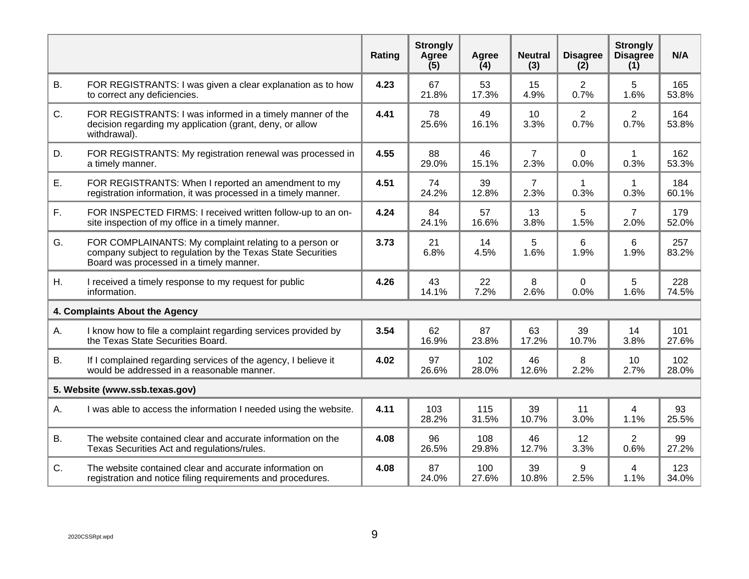| | | Rating | Strongly Agree (5) | Agree (4) | Neutral (3) | Disagree (2) | Strongly Disagree (1) | N/A |
|---|---|---|---|---|---|---|---|---|
| B. | FOR REGISTRANTS: I was given a clear explanation as to how to correct any deficiencies. | **4.23** | 67<br>21.8% | 53<br>17.3% | 15<br>4.9% | 2<br>0.7% | 5<br>1.6% | 165<br>53.8% |
| C. | FOR REGISTRANTS: I was informed in a timely manner of the decision regarding my application (grant, deny, or allow withdrawal). | **4.41** | 78<br>25.6% | 49<br>16.1% | 10<br>3.3% | 2<br>0.7% | 2<br>0.7% | 164<br>53.8% |
| D. | FOR REGISTRANTS: My registration renewal was processed in a timely manner. | **4.55** | 88<br>29.0% | 46<br>15.1% | 7<br>2.3% | 0<br>0.0% | 1<br>0.3% | 162<br>53.3% |
| E. | FOR REGISTRANTS: When I reported an amendment to my registration information, it was processed in a timely manner. | **4.51** | 74<br>24.2% | 39<br>12.8% | 7<br>2.3% | 1<br>0.3% | 1<br>0.3% | 184<br>60.1% |
| F. | FOR INSPECTED FIRMS: I received written follow-up to an on-site inspection of my office in a timely manner. | **4.24** | 84<br>24.1% | 57<br>16.6% | 13<br>3.8% | 5<br>1.5% | 7<br>2.0% | 179<br>52.0% |
| G. | FOR COMPLAINANTS: My complaint relating to a person or company subject to regulation by the Texas State Securities Board was processed in a timely manner. | **3.73** | 21<br>6.8% | 14<br>4.5% | 5<br>1.6% | 6<br>1.9% | 6<br>1.9% | 257<br>83.2% |
| H. | I received a timely response to my request for public information. | **4.26** | 43<br>14.1% | 22<br>7.2% | 8<br>2.6% | 0<br>0.0% | 5<br>1.6% | 228<br>74.5% |
| **4. Complaints About the Agency** | | | | | | | | |
| A. | I know how to file a complaint regarding services provided by the Texas State Securities Board. | **3.54** | 62<br>16.9% | 87<br>23.8% | 63<br>17.2% | 39<br>10.7% | 14<br>3.8% | 101<br>27.6% |
| B. | If I complained regarding services of the agency, I believe it would be addressed in a reasonable manner. | **4.02** | 97<br>26.6% | 102<br>28.0% | 46<br>12.6% | 8<br>2.2% | 10<br>2.7% | 102<br>28.0% |
| **5. Website (www.ssb.texas.gov)** | | | | | | | | |
| A. | I was able to access the information I needed using the website. | **4.11** | 103<br>28.2% | 115<br>31.5% | 39<br>10.7% | 11<br>3.0% | 4<br>1.1% | 93<br>25.5% |
| B. | The website contained clear and accurate information on the Texas Securities Act and regulations/rules. | **4.08** | 96<br>26.5% | 108<br>29.8% | 46<br>12.7% | 12<br>3.3% | 2<br>0.6% | 99<br>27.2% |
| C. | The website contained clear and accurate information on registration and notice filing requirements and procedures. | **4.08** | 87<br>24.0% | 100<br>27.6% | 39<br>10.8% | 9<br>2.5% | 4<br>1.1% | 123<br>34.0% |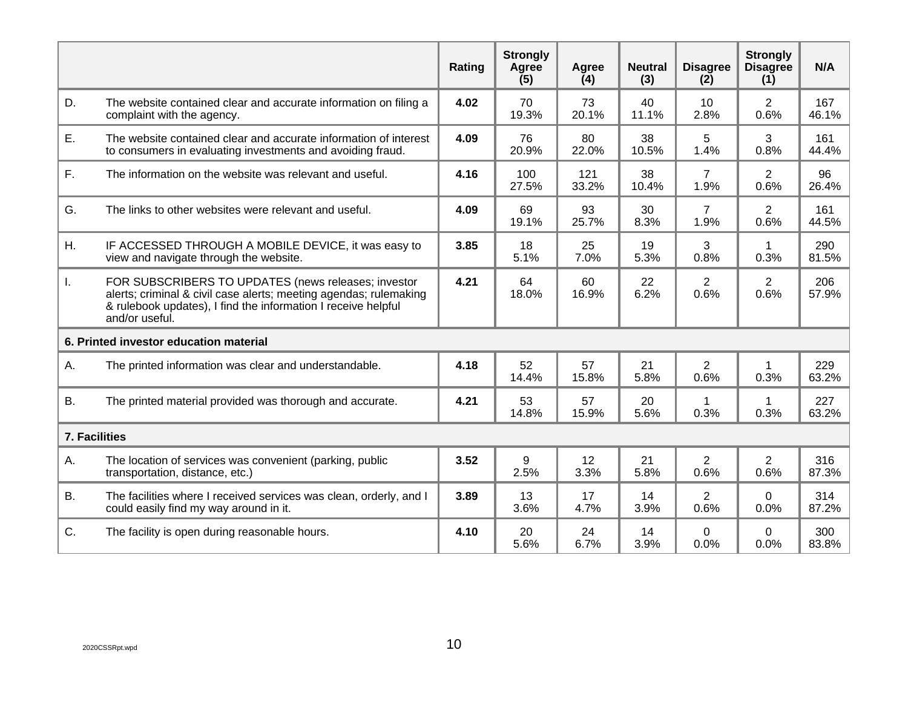| | | Rating | Strongly Agree (5) | Agree (4) | Neutral (3) | Disagree (2) | Strongly Disagree (1) | N/A |
|---|---|---|---|---|---|---|---|---|
| D. | The website contained clear and accurate information on filing a complaint with the agency. | **4.02** | 70<br>19.3% | 73<br>20.1% | 40<br>11.1% | 10<br>2.8% | 2<br>0.6% | 167<br>46.1% |
| E. | The website contained clear and accurate information of interest to consumers in evaluating investments and avoiding fraud. | **4.09** | 76<br>20.9% | 80<br>22.0% | 38<br>10.5% | 5<br>1.4% | 3<br>0.8% | 161<br>44.4% |
| F. | The information on the website was relevant and useful. | **4.16** | 100<br>27.5% | 121<br>33.2% | 38<br>10.4% | 7<br>1.9% | 2<br>0.6% | 96<br>26.4% |
| G. | The links to other websites were relevant and useful. | **4.09** | 69<br>19.1% | 93<br>25.7% | 30<br>8.3% | 7<br>1.9% | 2<br>0.6% | 161<br>44.5% |
| H. | IF ACCESSED THROUGH A MOBILE DEVICE, it was easy to view and navigate through the website. | **3.85** | 18<br>5.1% | 25<br>7.0% | 19<br>5.3% | 3<br>0.8% | 1<br>0.3% | 290<br>81.5% |
| I. | FOR SUBSCRIBERS TO UPDATES (news releases; investor alerts; criminal & civil case alerts; meeting agendas; rulemaking & rulebook updates), I find the information I receive helpful and/or useful. | **4.21** | 64<br>18.0% | 60<br>16.9% | 22<br>6.2% | 2<br>0.6% | 2<br>0.6% | 206<br>57.9% |
| **6. Printed investor education material** | | | | | | | | |
| A. | The printed information was clear and understandable. | **4.18** | 52<br>14.4% | 57<br>15.8% | 21<br>5.8% | 2<br>0.6% | 1<br>0.3% | 229<br>63.2% |
| B. | The printed material provided was thorough and accurate. | **4.21** | 53<br>14.8% | 57<br>15.9% | 20<br>5.6% | 1<br>0.3% | 1<br>0.3% | 227<br>63.2% |
| **7. Facilities** | | | | | | | | |
| A. | The location of services was convenient (parking, public transportation, distance, etc.) | **3.52** | 9<br>2.5% | 12<br>3.3% | 21<br>5.8% | 2<br>0.6% | 2<br>0.6% | 316<br>87.3% |
| B. | The facilities where I received services was clean, orderly, and I could easily find my way around in it. | **3.89** | 13<br>3.6% | 17<br>4.7% | 14<br>3.9% | 2<br>0.6% | 0<br>0.0% | 314<br>87.2% |
| C. | The facility is open during reasonable hours. | **4.10** | 20<br>5.6% | 24<br>6.7% | 14<br>3.9% | 0<br>0.0% | 0<br>0.0% | 300<br>83.8% |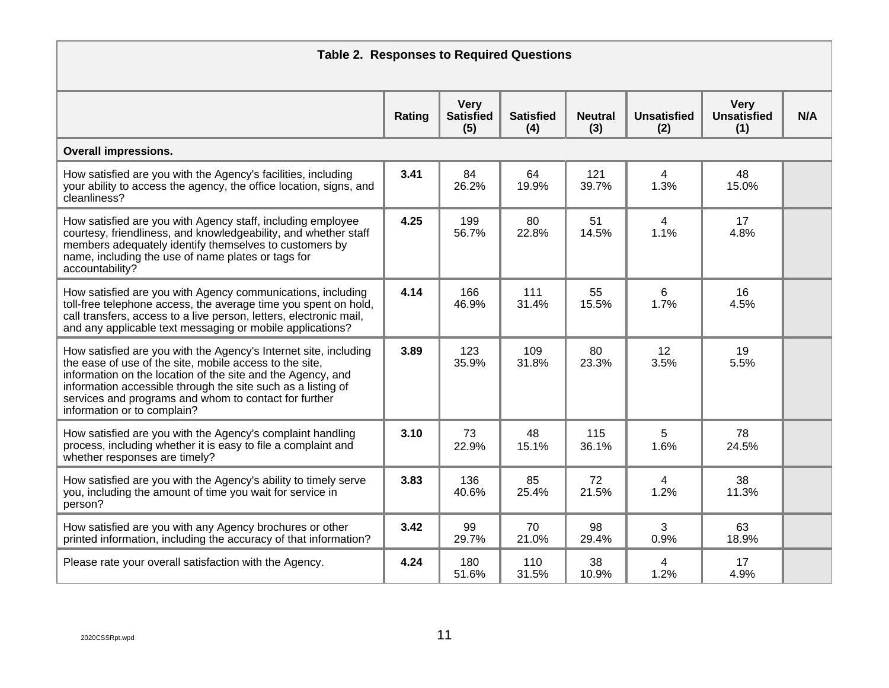**Table 2. Responses to Required Questions**

| | Rating | Very Satisfied (5) | Satisfied (4) | Neutral (3) | Unsatisfied (2) | Very Unsatisfied (1) | N/A |
|---|---|---|---|---|---|---|---|
| **Overall impressions.** | | | | | | | |
| How satisfied are you with the Agency's facilities, including your ability to access the agency, the office location, signs, and cleanliness? | **3.41** | 84<br>26.2% | 64<br>19.9% | 121<br>39.7% | 4<br>1.3% | 48<br>15.0% | |
| How satisfied are you with Agency staff, including employee courtesy, friendliness, and knowledgeability, and whether staff members adequately identify themselves to customers by name, including the use of name plates or tags for accountability? | **4.25** | 199<br>56.7% | 80<br>22.8% | 51<br>14.5% | 4<br>1.1% | 17<br>4.8% | |
| How satisfied are you with Agency communications, including toll-free telephone access, the average time you spent on hold, call transfers, access to a live person, letters, electronic mail, and any applicable text messaging or mobile applications? | **4.14** | 166<br>46.9% | 111<br>31.4% | 55<br>15.5% | 6<br>1.7% | 16<br>4.5% | |
| How satisfied are you with the Agency's Internet site, including the ease of use of the site, mobile access to the site, information on the location of the site and the Agency, and information accessible through the site such as a listing of services and programs and whom to contact for further information or to complain? | **3.89** | 123<br>35.9% | 109<br>31.8% | 80<br>23.3% | 12<br>3.5% | 19<br>5.5% | |
| How satisfied are you with the Agency's complaint handling process, including whether it is easy to file a complaint and whether responses are timely? | **3.10** | 73<br>22.9% | 48<br>15.1% | 115<br>36.1% | 5<br>1.6% | 78<br>24.5% | |
| How satisfied are you with the Agency's ability to timely serve you, including the amount of time you wait for service in person? | **3.83** | 136<br>40.6% | 85<br>25.4% | 72<br>21.5% | 4<br>1.2% | 38<br>11.3% | |
| How satisfied are you with any Agency brochures or other printed information, including the accuracy of that information? | **3.42** | 99<br>29.7% | 70<br>21.0% | 98<br>29.4% | 3<br>0.9% | 63<br>18.9% | |
| Please rate your overall satisfaction with the Agency. | **4.24** | 180<br>51.6% | 110<br>31.5% | 38<br>10.9% | 4<br>1.2% | 17<br>4.9% | |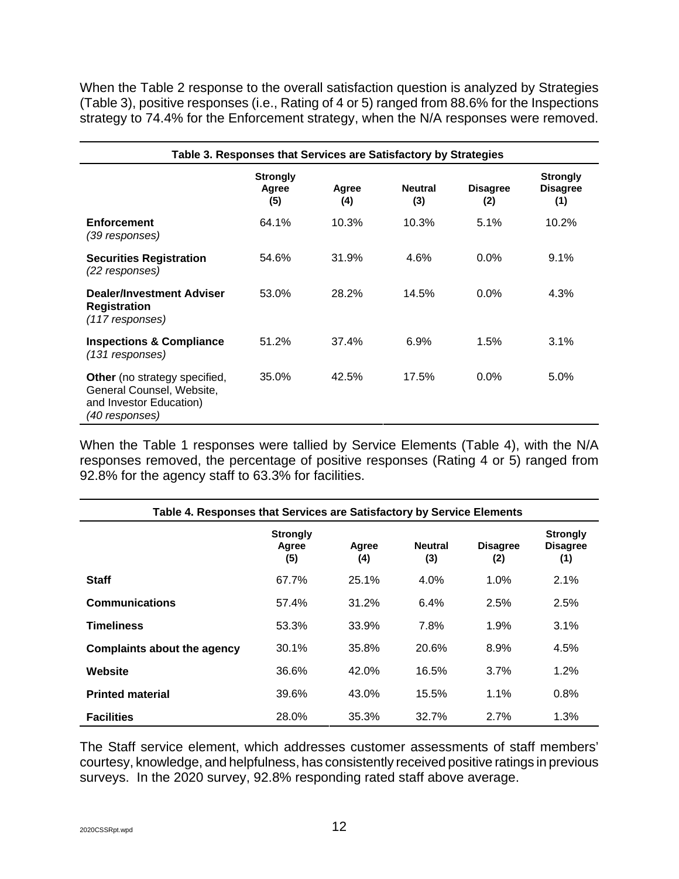When the Table 2 response to the overall satisfaction question is analyzed by Strategies (Table 3), positive responses (i.e., Rating of 4 or 5) ranged from 88.6% for the Inspections strategy to 74.4% for the Enforcement strategy, when the N/A responses were removed.

**Table 3. Responses that Services are Satisfactory by Strategies**

| | Strongly Agree (5) | Agree (4) | Neutral (3) | Disagree (2) | Strongly Disagree (1) |
|---|---|---|---|---|---|
| **Enforcement** *(39 responses)* | 64.1% | 10.3% | 10.3% | 5.1% | 10.2% |
| **Securities Registration** *(22 responses)* | 54.6% | 31.9% | 4.6% | 0.0% | 9.1% |
| **Dealer/Investment Adviser Registration** *(117 responses)* | 53.0% | 28.2% | 14.5% | 0.0% | 4.3% |
| **Inspections & Compliance** *(131 responses)* | 51.2% | 37.4% | 6.9% | 1.5% | 3.1% |
| **Other** (no strategy specified, General Counsel, Website, and Investor Education) *(40 responses)* | 35.0% | 42.5% | 17.5% | 0.0% | 5.0% |

When the Table 1 responses were tallied by Service Elements (Table 4), with the N/A responses removed, the percentage of positive responses (Rating 4 or 5) ranged from 92.8% for the agency staff to 63.3% for facilities.

**Table 4. Responses that Services are Satisfactory by Service Elements**

| | Strongly Agree (5) | Agree (4) | Neutral (3) | Disagree (2) | Strongly Disagree (1) |
|---|---|---|---|---|---|
| **Staff** | 67.7% | 25.1% | 4.0% | 1.0% | 2.1% |
| **Communications** | 57.4% | 31.2% | 6.4% | 2.5% | 2.5% |
| **Timeliness** | 53.3% | 33.9% | 7.8% | 1.9% | 3.1% |
| **Complaints about the agency** | 30.1% | 35.8% | 20.6% | 8.9% | 4.5% |
| **Website** | 36.6% | 42.0% | 16.5% | 3.7% | 1.2% |
| **Printed material** | 39.6% | 43.0% | 15.5% | 1.1% | 0.8% |
| **Facilities** | 28.0% | 35.3% | 32.7% | 2.7% | 1.3% |

The Staff service element, which addresses customer assessments of staff members' courtesy, knowledge, and helpfulness, has consistently received positive ratings in previous surveys. In the 2020 survey, 92.8% responding rated staff above average.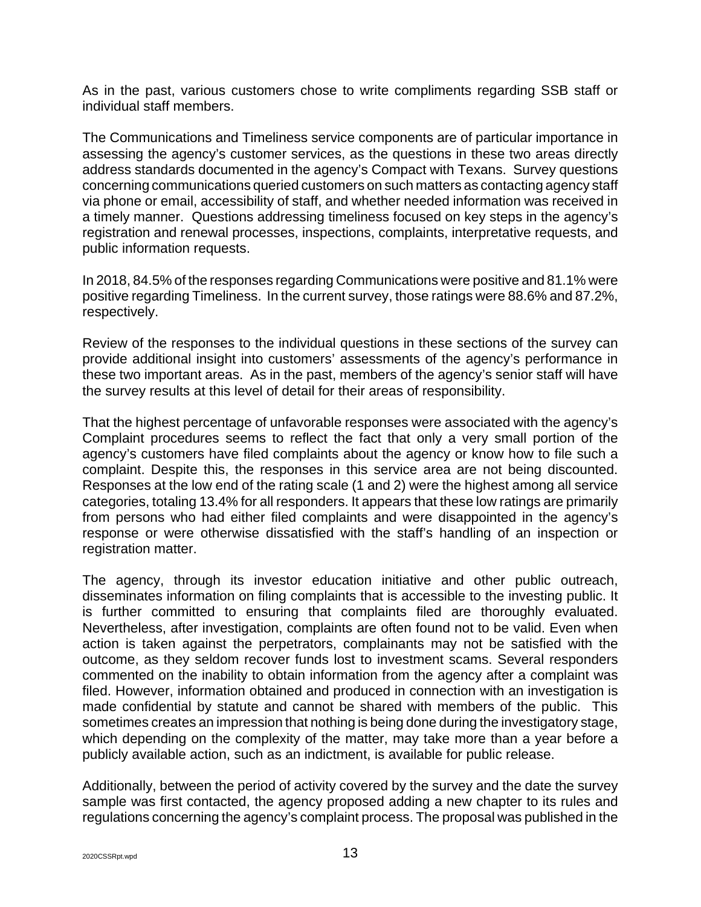As in the past, various customers chose to write compliments regarding SSB staff or individual staff members.

The Communications and Timeliness service components are of particular importance in assessing the agency's customer services, as the questions in these two areas directly address standards documented in the agency's Compact with Texans. Survey questions concerning communications queried customers on such matters as contacting agency staff via phone or email, accessibility of staff, and whether needed information was received in a timely manner. Questions addressing timeliness focused on key steps in the agency's registration and renewal processes, inspections, complaints, interpretative requests, and public information requests.

In 2018, 84.5% of the responses regarding Communications were positive and 81.1% were positive regarding Timeliness. In the current survey, those ratings were 88.6% and 87.2%, respectively.

Review of the responses to the individual questions in these sections of the survey can provide additional insight into customers' assessments of the agency's performance in these two important areas. As in the past, members of the agency's senior staff will have the survey results at this level of detail for their areas of responsibility.

That the highest percentage of unfavorable responses were associated with the agency's Complaint procedures seems to reflect the fact that only a very small portion of the agency's customers have filed complaints about the agency or know how to file such a complaint. Despite this, the responses in this service area are not being discounted. Responses at the low end of the rating scale (1 and 2) were the highest among all service categories, totaling 13.4% for all responders. It appears that these low ratings are primarily from persons who had either filed complaints and were disappointed in the agency's response or were otherwise dissatisfied with the staff's handling of an inspection or registration matter.

The agency, through its investor education initiative and other public outreach, disseminates information on filing complaints that is accessible to the investing public. It is further committed to ensuring that complaints filed are thoroughly evaluated. Nevertheless, after investigation, complaints are often found not to be valid. Even when action is taken against the perpetrators, complainants may not be satisfied with the outcome, as they seldom recover funds lost to investment scams. Several responders commented on the inability to obtain information from the agency after a complaint was filed. However, information obtained and produced in connection with an investigation is made confidential by statute and cannot be shared with members of the public. This sometimes creates an impression that nothing is being done during the investigatory stage, which depending on the complexity of the matter, may take more than a year before a publicly available action, such as an indictment, is available for public release.

Additionally, between the period of activity covered by the survey and the date the survey sample was first contacted, the agency proposed adding a new chapter to its rules and regulations concerning the agency's complaint process. The proposal was published in the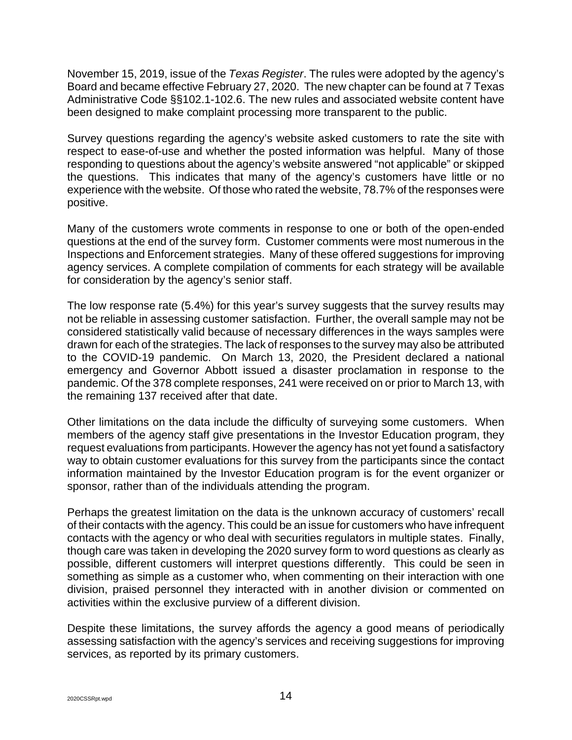November 15, 2019, issue of the *Texas Register*. The rules were adopted by the agency's Board and became effective February 27, 2020. The new chapter can be found at 7 Texas Administrative Code §§102.1-102.6. The new rules and associated website content have been designed to make complaint processing more transparent to the public.

Survey questions regarding the agency's website asked customers to rate the site with respect to ease-of-use and whether the posted information was helpful. Many of those responding to questions about the agency's website answered "not applicable" or skipped the questions. This indicates that many of the agency's customers have little or no experience with the website. Of those who rated the website, 78.7% of the responses were positive.

Many of the customers wrote comments in response to one or both of the open-ended questions at the end of the survey form. Customer comments were most numerous in the Inspections and Enforcement strategies. Many of these offered suggestions for improving agency services. A complete compilation of comments for each strategy will be available for consideration by the agency's senior staff.

The low response rate (5.4%) for this year's survey suggests that the survey results may not be reliable in assessing customer satisfaction. Further, the overall sample may not be considered statistically valid because of necessary differences in the ways samples were drawn for each of the strategies. The lack of responses to the survey may also be attributed to the COVID-19 pandemic. On March 13, 2020, the President declared a national emergency and Governor Abbott issued a disaster proclamation in response to the pandemic. Of the 378 complete responses, 241 were received on or prior to March 13, with the remaining 137 received after that date.

Other limitations on the data include the difficulty of surveying some customers. When members of the agency staff give presentations in the Investor Education program, they request evaluations from participants. However the agency has not yet found a satisfactory way to obtain customer evaluations for this survey from the participants since the contact information maintained by the Investor Education program is for the event organizer or sponsor, rather than of the individuals attending the program.

Perhaps the greatest limitation on the data is the unknown accuracy of customers' recall of their contacts with the agency. This could be an issue for customers who have infrequent contacts with the agency or who deal with securities regulators in multiple states. Finally, though care was taken in developing the 2020 survey form to word questions as clearly as possible, different customers will interpret questions differently. This could be seen in something as simple as a customer who, when commenting on their interaction with one division, praised personnel they interacted with in another division or commented on activities within the exclusive purview of a different division.

Despite these limitations, the survey affords the agency a good means of periodically assessing satisfaction with the agency's services and receiving suggestions for improving services, as reported by its primary customers.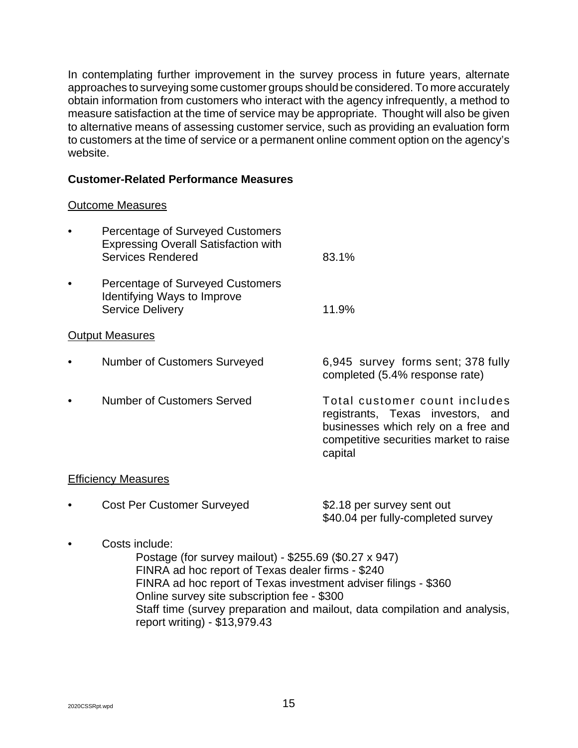In contemplating further improvement in the survey process in future years, alternate approaches to surveying some customer groups should be considered. To more accurately obtain information from customers who interact with the agency infrequently, a method to measure satisfaction at the time of service may be appropriate. Thought will also be given to alternative means of assessing customer service, such as providing an evaluation form to customers at the time of service or a permanent online comment option on the agency's website.

**Customer-Related Performance Measures**

Outcome Measures

- Percentage of Surveyed Customers Expressing Overall Satisfaction with Services Rendered — 83.1%

- Percentage of Surveyed Customers Identifying Ways to Improve Service Delivery — 11.9%

Output Measures

- Number of Customers Surveyed — 6,945 survey forms sent; 378 fully completed (5.4% response rate)

- Number of Customers Served — Total customer count includes registrants, Texas investors, and businesses which rely on a free and competitive securities market to raise capital

Efficiency Measures

- Cost Per Customer Surveyed — $2.18 per survey sent out; $40.04 per fully-completed survey

- Costs include:
  - Postage (for survey mailout) - $255.69 ($0.27 x 947)
  - FINRA ad hoc report of Texas dealer firms - $240
  - FINRA ad hoc report of Texas investment adviser filings - $360
  - Online survey site subscription fee - $300
  - Staff time (survey preparation and mailout, data compilation and analysis, report writing) - $13,979.43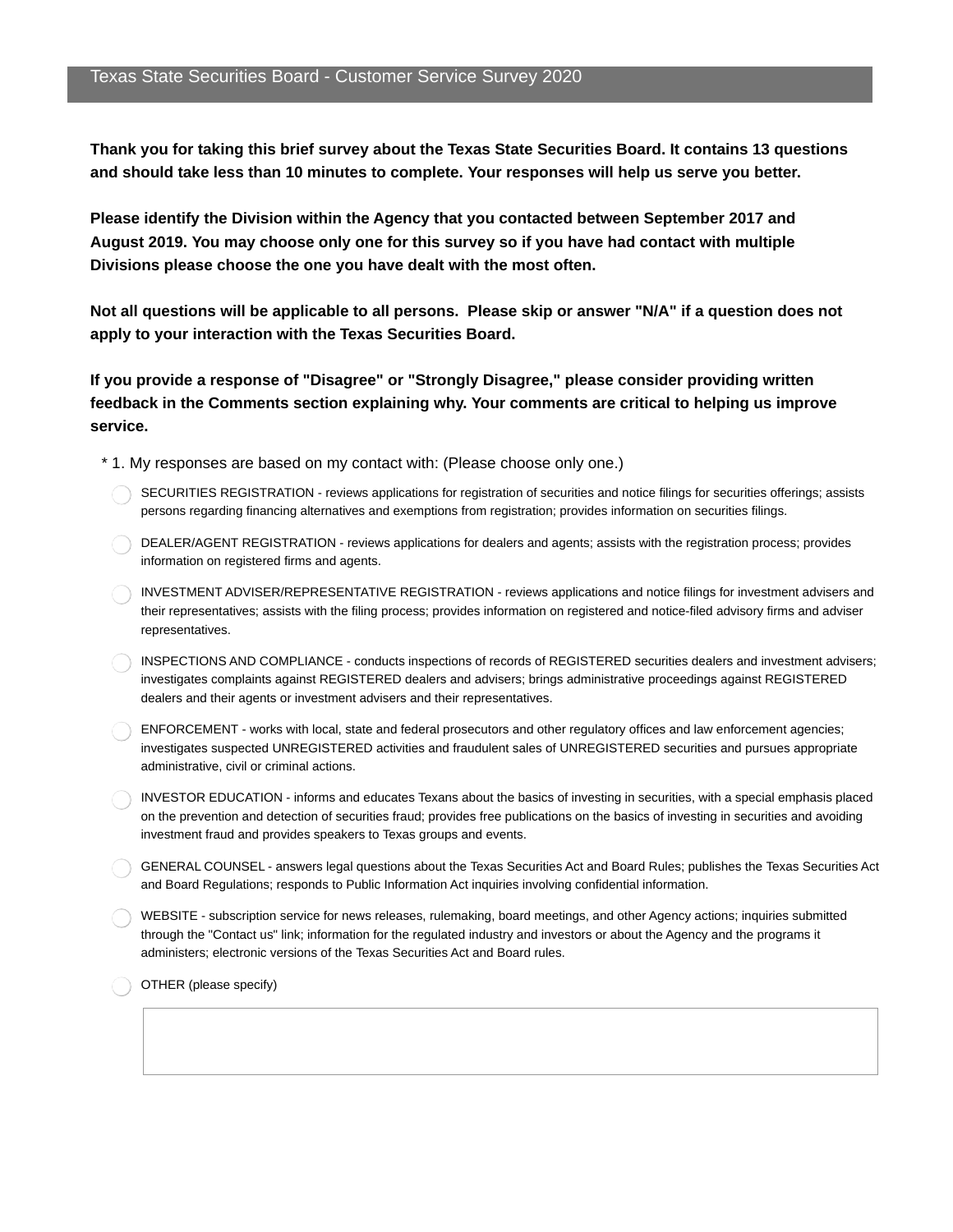# Texas State Securities Board - Customer Service Survey 2020

**Thank you for taking this brief survey about the Texas State Securities Board. It contains 13 questions and should take less than 10 minutes to complete. Your responses will help us serve you better.**

**Please identify the Division within the Agency that you contacted between September 2017 and August 2019. You may choose only one for this survey so if you have had contact with multiple Divisions please choose the one you have dealt with the most often.**

**Not all questions will be applicable to all persons. Please skip or answer "N/A" if a question does not apply to your interaction with the Texas Securities Board.**

**If you provide a response of "Disagree" or "Strongly Disagree," please consider providing written feedback in the Comments section explaining why. Your comments are critical to helping us improve service.**

\* 1. My responses are based on my contact with: (Please choose only one.)

- SECURITIES REGISTRATION - reviews applications for registration of securities and notice filings for securities offerings; assists persons regarding financing alternatives and exemptions from registration; provides information on securities filings.
- DEALER/AGENT REGISTRATION - reviews applications for dealers and agents; assists with the registration process; provides information on registered firms and agents.
- INVESTMENT ADVISER/REPRESENTATIVE REGISTRATION - reviews applications and notice filings for investment advisers and their representatives; assists with the filing process; provides information on registered and notice-filed advisory firms and adviser representatives.
- INSPECTIONS AND COMPLIANCE - conducts inspections of records of REGISTERED securities dealers and investment advisers; investigates complaints against REGISTERED dealers and advisers; brings administrative proceedings against REGISTERED dealers and their agents or investment advisers and their representatives.
- ENFORCEMENT - works with local, state and federal prosecutors and other regulatory offices and law enforcement agencies; investigates suspected UNREGISTERED activities and fraudulent sales of UNREGISTERED securities and pursues appropriate administrative, civil or criminal actions.
- INVESTOR EDUCATION - informs and educates Texans about the basics of investing in securities, with a special emphasis placed on the prevention and detection of securities fraud; provides free publications on the basics of investing in securities and avoiding investment fraud and provides speakers to Texas groups and events.
- GENERAL COUNSEL - answers legal questions about the Texas Securities Act and Board Rules; publishes the Texas Securities Act and Board Regulations; responds to Public Information Act inquiries involving confidential information.
- WEBSITE - subscription service for news releases, rulemaking, board meetings, and other Agency actions; inquiries submitted through the "Contact us" link; information for the regulated industry and investors or about the Agency and the programs it administers; electronic versions of the Texas Securities Act and Board rules.
- OTHER (please specify)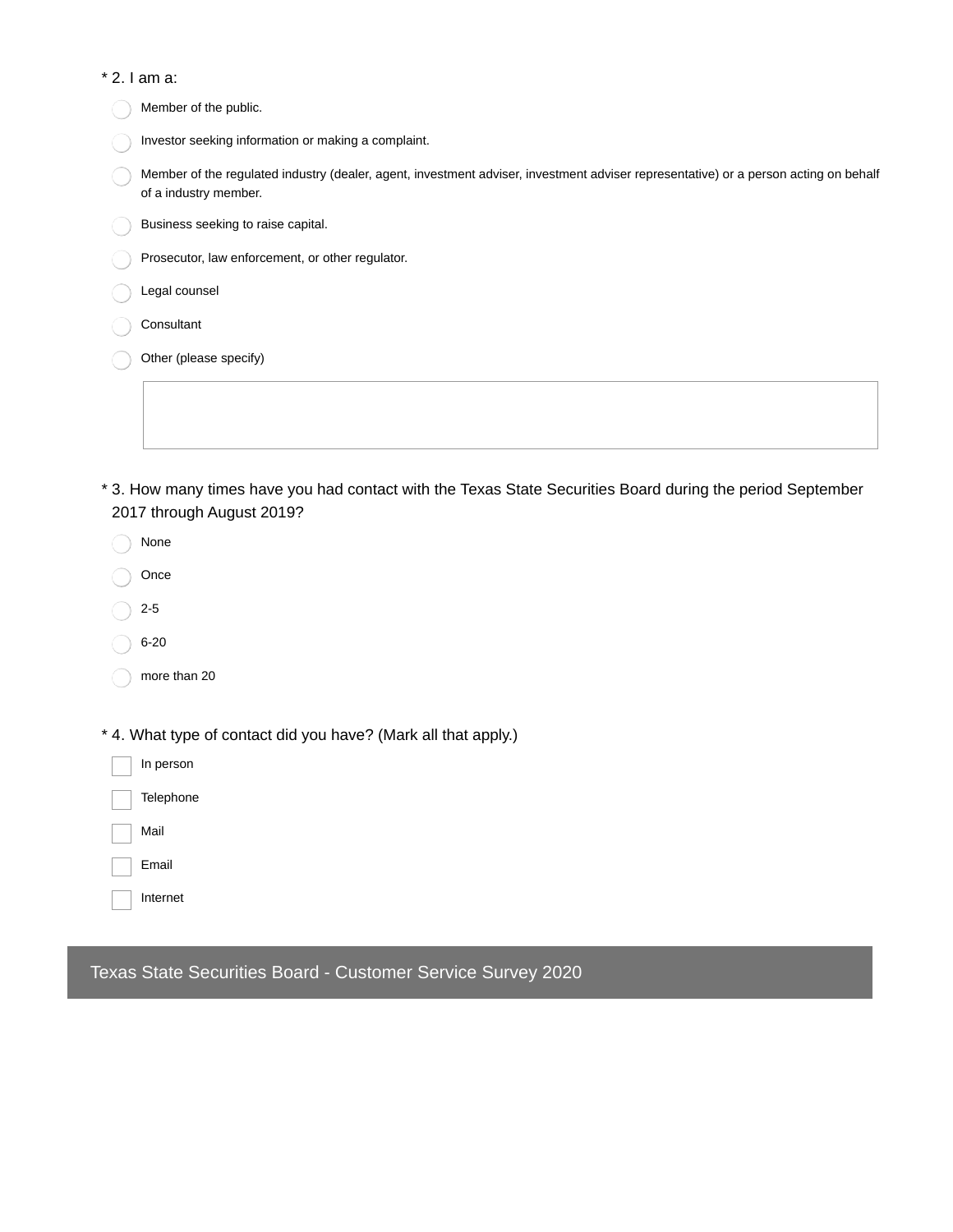\* 2. I am a:

- ◯ Member of the public.
- ◯ Investor seeking information or making a complaint.
- ◯ Member of the regulated industry (dealer, agent, investment adviser, investment adviser representative) or a person acting on behalf of a industry member.
- ◯ Business seeking to raise capital.
- ◯ Prosecutor, law enforcement, or other regulator.
- ◯ Legal counsel
- ◯ Consultant
- ◯ Other (please specify)

\* 3. How many times have you had contact with the Texas State Securities Board during the period September 2017 through August 2019?

- ◯ None
- ◯ Once
- ◯ 2-5
- ◯ 6-20
- ◯ more than 20

\* 4. What type of contact did you have? (Mark all that apply.)

- ☐ In person
- ☐ Telephone
- ☐ Mail
- ☐ Email
- ☐ Internet

## Texas State Securities Board - Customer Service Survey 2020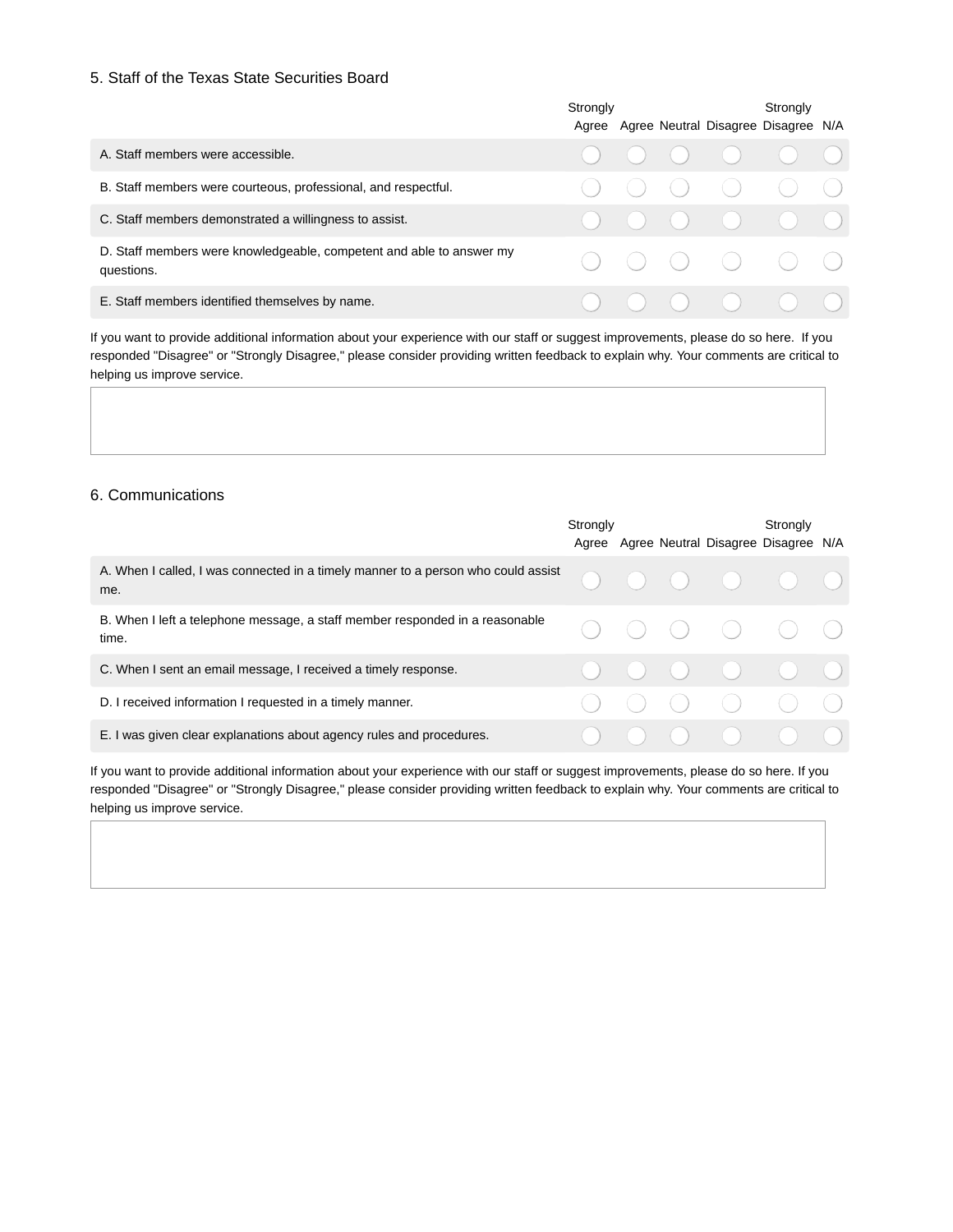## 5. Staff of the Texas State Securities Board

| | Strongly Agree | Agree | Neutral | Disagree | Strongly Disagree | N/A |
|---|---|---|---|---|---|---|
| A. Staff members were accessible. | ◯ | ◯ | ◯ | ◯ | ◯ | ◯ |
| B. Staff members were courteous, professional, and respectful. | ◯ | ◯ | ◯ | ◯ | ◯ | ◯ |
| C. Staff members demonstrated a willingness to assist. | ◯ | ◯ | ◯ | ◯ | ◯ | ◯ |
| D. Staff members were knowledgeable, competent and able to answer my questions. | ◯ | ◯ | ◯ | ◯ | ◯ | ◯ |
| E. Staff members identified themselves by name. | ◯ | ◯ | ◯ | ◯ | ◯ | ◯ |

If you want to provide additional information about your experience with our staff or suggest improvements, please do so here. If you responded "Disagree" or "Strongly Disagree," please consider providing written feedback to explain why. Your comments are critical to helping us improve service.

## 6. Communications

| | Strongly Agree | Agree | Neutral | Disagree | Strongly Disagree | N/A |
|---|---|---|---|---|---|---|
| A. When I called, I was connected in a timely manner to a person who could assist me. | ◯ | ◯ | ◯ | ◯ | ◯ | ◯ |
| B. When I left a telephone message, a staff member responded in a reasonable time. | ◯ | ◯ | ◯ | ◯ | ◯ | ◯ |
| C. When I sent an email message, I received a timely response. | ◯ | ◯ | ◯ | ◯ | ◯ | ◯ |
| D. I received information I requested in a timely manner. | ◯ | ◯ | ◯ | ◯ | ◯ | ◯ |
| E. I was given clear explanations about agency rules and procedures. | ◯ | ◯ | ◯ | ◯ | ◯ | ◯ |

If you want to provide additional information about your experience with our staff or suggest improvements, please do so here. If you responded "Disagree" or "Strongly Disagree," please consider providing written feedback to explain why. Your comments are critical to helping us improve service.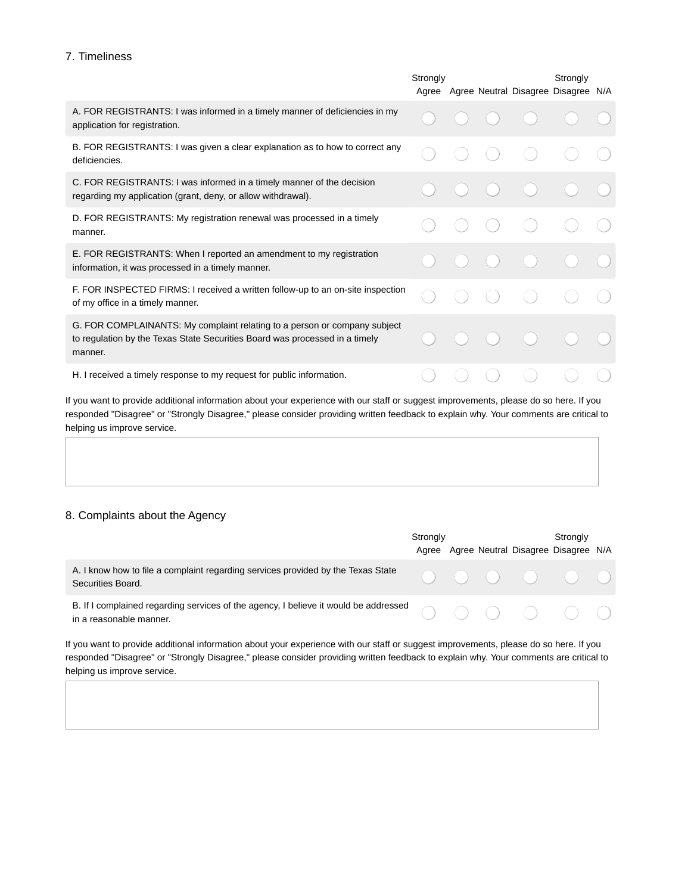## 7. Timeliness

| | Strongly Agree | Agree | Neutral | Disagree | Strongly Disagree | N/A |
|---|---|---|---|---|---|---|
| A. FOR REGISTRANTS: I was informed in a timely manner of deficiencies in my application for registration. | | | | | | |
| B. FOR REGISTRANTS: I was given a clear explanation as to how to correct any deficiencies. | | | | | | |
| C. FOR REGISTRANTS: I was informed in a timely manner of the decision regarding my application (grant, deny, or allow withdrawal). | | | | | | |
| D. FOR REGISTRANTS: My registration renewal was processed in a timely manner. | | | | | | |
| E. FOR REGISTRANTS: When I reported an amendment to my registration information, it was processed in a timely manner. | | | | | | |
| F. FOR INSPECTED FIRMS: I received a written follow-up to an on-site inspection of my office in a timely manner. | | | | | | |
| G. FOR COMPLAINANTS: My complaint relating to a person or company subject to regulation by the Texas State Securities Board was processed in a timely manner. | | | | | | |
| H. I received a timely response to my request for public information. | | | | | | |

If you want to provide additional information about your experience with our staff or suggest improvements, please do so here. If you responded "Disagree" or "Strongly Disagree," please consider providing written feedback to explain why. Your comments are critical to helping us improve service.

## 8. Complaints about the Agency

| | Strongly Agree | Agree | Neutral | Disagree | Strongly Disagree | N/A |
|---|---|---|---|---|---|---|
| A. I know how to file a complaint regarding services provided by the Texas State Securities Board. | | | | | | |
| B. If I complained regarding services of the agency, I believe it would be addressed in a reasonable manner. | | | | | | |

If you want to provide additional information about your experience with our staff or suggest improvements, please do so here. If you responded "Disagree" or "Strongly Disagree," please consider providing written feedback to explain why. Your comments are critical to helping us improve service.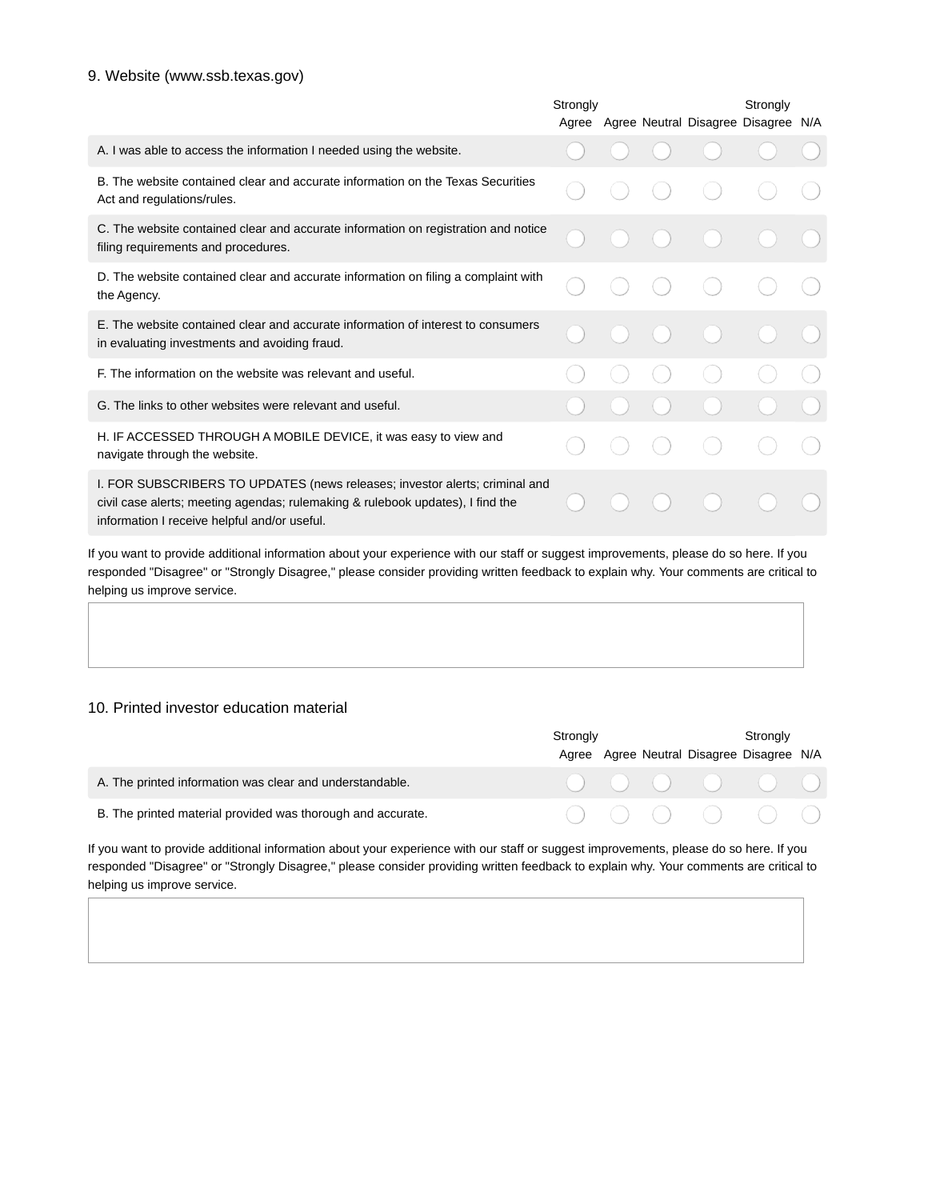9. Website (www.ssb.texas.gov)

| | Strongly Agree | Agree | Neutral | Disagree | Strongly Disagree | N/A |
|---|---|---|---|---|---|---|
| A. I was able to access the information I needed using the website. | ◯ | ◯ | ◯ | ◯ | ◯ | ◯ |
| B. The website contained clear and accurate information on the Texas Securities Act and regulations/rules. | ◯ | ◯ | ◯ | ◯ | ◯ | ◯ |
| C. The website contained clear and accurate information on registration and notice filing requirements and procedures. | ◯ | ◯ | ◯ | ◯ | ◯ | ◯ |
| D. The website contained clear and accurate information on filing a complaint with the Agency. | ◯ | ◯ | ◯ | ◯ | ◯ | ◯ |
| E. The website contained clear and accurate information of interest to consumers in evaluating investments and avoiding fraud. | ◯ | ◯ | ◯ | ◯ | ◯ | ◯ |
| F. The information on the website was relevant and useful. | ◯ | ◯ | ◯ | ◯ | ◯ | ◯ |
| G. The links to other websites were relevant and useful. | ◯ | ◯ | ◯ | ◯ | ◯ | ◯ |
| H. IF ACCESSED THROUGH A MOBILE DEVICE, it was easy to view and navigate through the website. | ◯ | ◯ | ◯ | ◯ | ◯ | ◯ |
| I. FOR SUBSCRIBERS TO UPDATES (news releases; investor alerts; criminal and civil case alerts; meeting agendas; rulemaking & rulebook updates), I find the information I receive helpful and/or useful. | ◯ | ◯ | ◯ | ◯ | ◯ | ◯ |

If you want to provide additional information about your experience with our staff or suggest improvements, please do so here. If you responded "Disagree" or "Strongly Disagree," please consider providing written feedback to explain why. Your comments are critical to helping us improve service.

10. Printed investor education material

| | Strongly Agree | Agree | Neutral | Disagree | Strongly Disagree | N/A |
|---|---|---|---|---|---|---|
| A. The printed information was clear and understandable. | ◯ | ◯ | ◯ | ◯ | ◯ | ◯ |
| B. The printed material provided was thorough and accurate. | ◯ | ◯ | ◯ | ◯ | ◯ | ◯ |

If you want to provide additional information about your experience with our staff or suggest improvements, please do so here. If you responded "Disagree" or "Strongly Disagree," please consider providing written feedback to explain why. Your comments are critical to helping us improve service.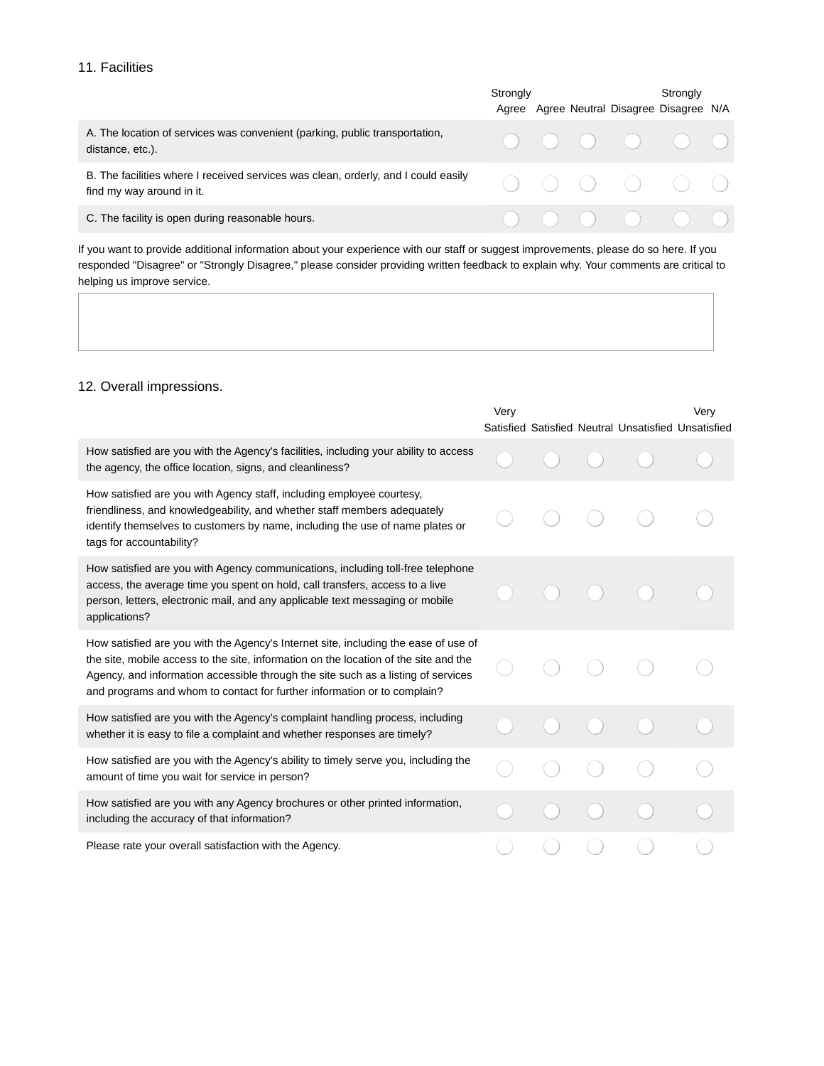11. Facilities

| | Strongly Agree | Agree | Neutral | Disagree | Strongly Disagree | N/A |
|---|---|---|---|---|---|---|
| A. The location of services was convenient (parking, public transportation, distance, etc.). | ◯ | ◯ | ◯ | ◯ | ◯ | ◯ |
| B. The facilities where I received services was clean, orderly, and I could easily find my way around in it. | ◯ | ◯ | ◯ | ◯ | ◯ | ◯ |
| C. The facility is open during reasonable hours. | ◯ | ◯ | ◯ | ◯ | ◯ | ◯ |

If you want to provide additional information about your experience with our staff or suggest improvements, please do so here. If you responded "Disagree" or "Strongly Disagree," please consider providing written feedback to explain why. Your comments are critical to helping us improve service.

12. Overall impressions.

| | Very Satisfied | Satisfied | Neutral | Unsatisfied | Very Unsatisfied |
|---|---|---|---|---|---|
| How satisfied are you with the Agency's facilities, including your ability to access the agency, the office location, signs, and cleanliness? | ◯ | ◯ | ◯ | ◯ | ◯ |
| How satisfied are you with Agency staff, including employee courtesy, friendliness, and knowledgeability, and whether staff members adequately identify themselves to customers by name, including the use of name plates or tags for accountability? | ◯ | ◯ | ◯ | ◯ | ◯ |
| How satisfied are you with Agency communications, including toll-free telephone access, the average time you spent on hold, call transfers, access to a live person, letters, electronic mail, and any applicable text messaging or mobile applications? | ◯ | ◯ | ◯ | ◯ | ◯ |
| How satisfied are you with the Agency's Internet site, including the ease of use of the site, mobile access to the site, information on the location of the site and the Agency, and information accessible through the site such as a listing of services and programs and whom to contact for further information or to complain? | ◯ | ◯ | ◯ | ◯ | ◯ |
| How satisfied are you with the Agency's complaint handling process, including whether it is easy to file a complaint and whether responses are timely? | ◯ | ◯ | ◯ | ◯ | ◯ |
| How satisfied are you with the Agency's ability to timely serve you, including the amount of time you wait for service in person? | ◯ | ◯ | ◯ | ◯ | ◯ |
| How satisfied are you with any Agency brochures or other printed information, including the accuracy of that information? | ◯ | ◯ | ◯ | ◯ | ◯ |
| Please rate your overall satisfaction with the Agency. | ◯ | ◯ | ◯ | ◯ | ◯ |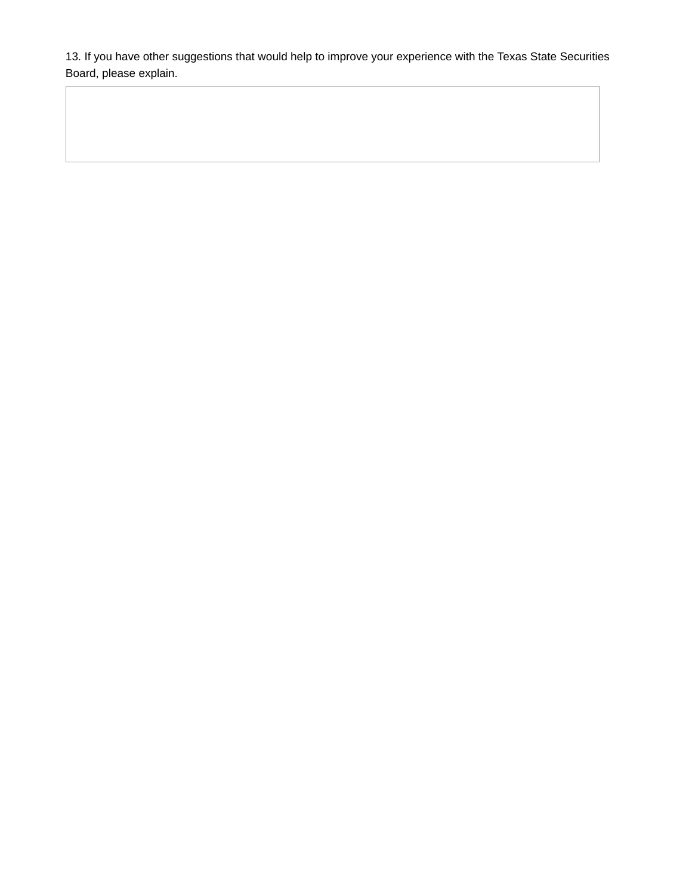13. If you have other suggestions that would help to improve your experience with the Texas State Securities Board, please explain.